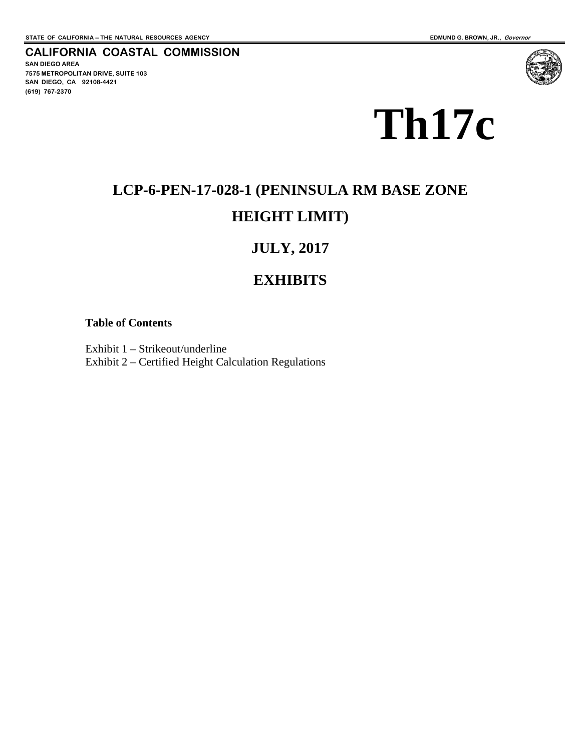STATE OF CALIFORNIA -- THE NATURAL RESOURCES AGENCY

EDMUND G. BROWN, JR., *Governor*

**CALIFORNIA COASTAL COMMISSION**

**SAN DIEGO AREA**
**7575 METROPOLITAN DRIVE, SUITE 103**
**SAN DIEGO, CA 92108-4421**
**(619) 767-2370**

# Th17c

## LCP-6-PEN-17-028-1 (PENINSULA RM BASE ZONE HEIGHT LIMIT)

## JULY, 2017

## EXHIBITS

**Table of Contents**

Exhibit 1 – Strikeout/underline
Exhibit 2 – Certified Height Calculation Regulations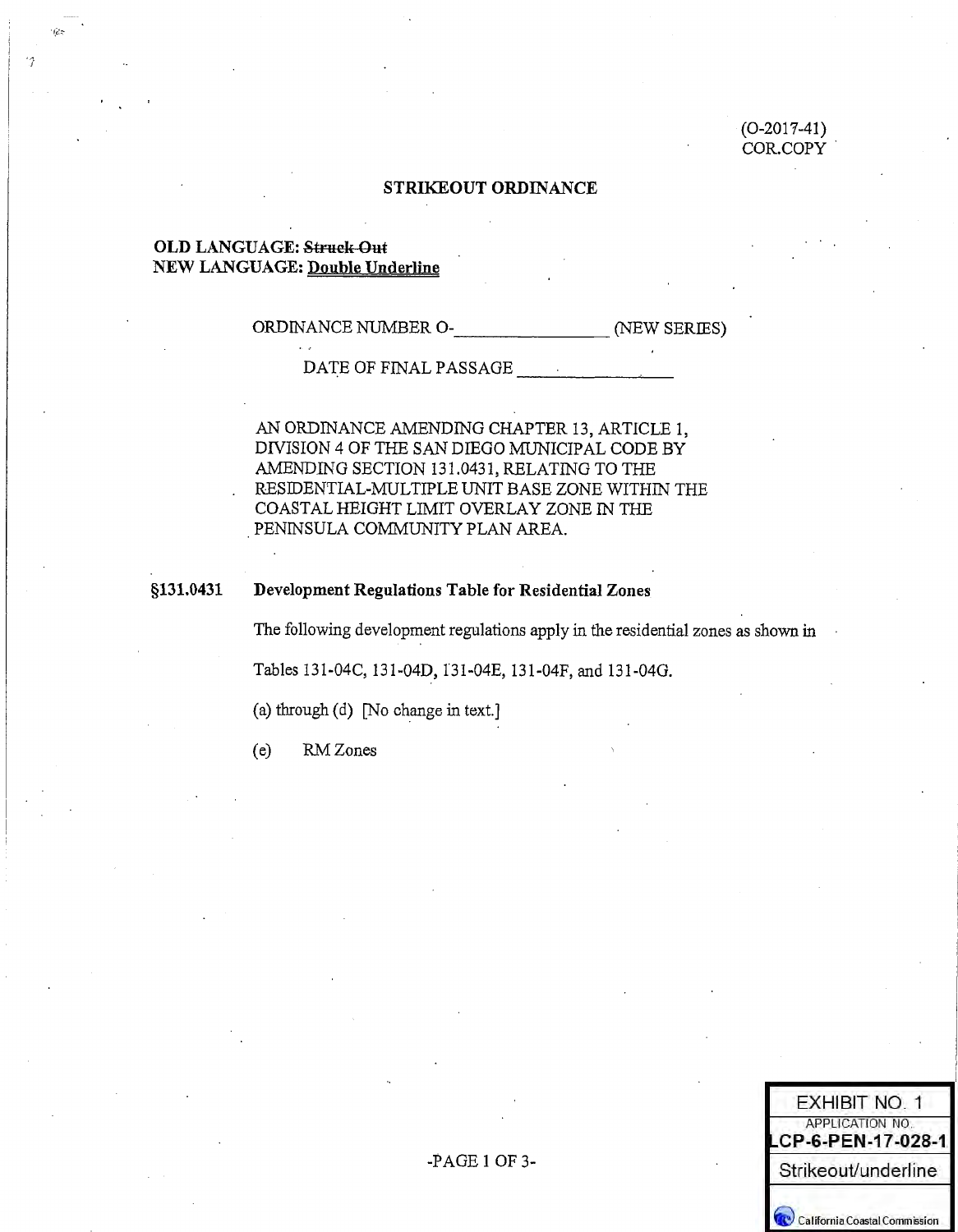(O-2017-41)
COR.COPY

**STRIKEOUT ORDINANCE**

**OLD LANGUAGE: ~~Struck Out~~**
**NEW LANGUAGE: <u>Double Underline</u>**

ORDINANCE NUMBER O-_______________ (NEW SERIES)

DATE OF FINAL PASSAGE _______________

AN ORDINANCE AMENDING CHAPTER 13, ARTICLE 1, DIVISION 4 OF THE SAN DIEGO MUNICIPAL CODE BY AMENDING SECTION 131.0431, RELATING TO THE RESIDENTIAL-MULTIPLE UNIT BASE ZONE WITHIN THE COASTAL HEIGHT LIMIT OVERLAY ZONE IN THE PENINSULA COMMUNITY PLAN AREA.

**§131.0431 Development Regulations Table for Residential Zones**

The following development regulations apply in the residential zones as shown in Tables 131-04C, 131-04D, 131-04E, 131-04F, and 131-04G.

(a) through (d) [No change in text.]

(e) RM Zones

EXHIBIT NO. 1
APPLICATION NO.
LCP-6-PEN-17-028-1
Strikeout/underline
California Coastal Commission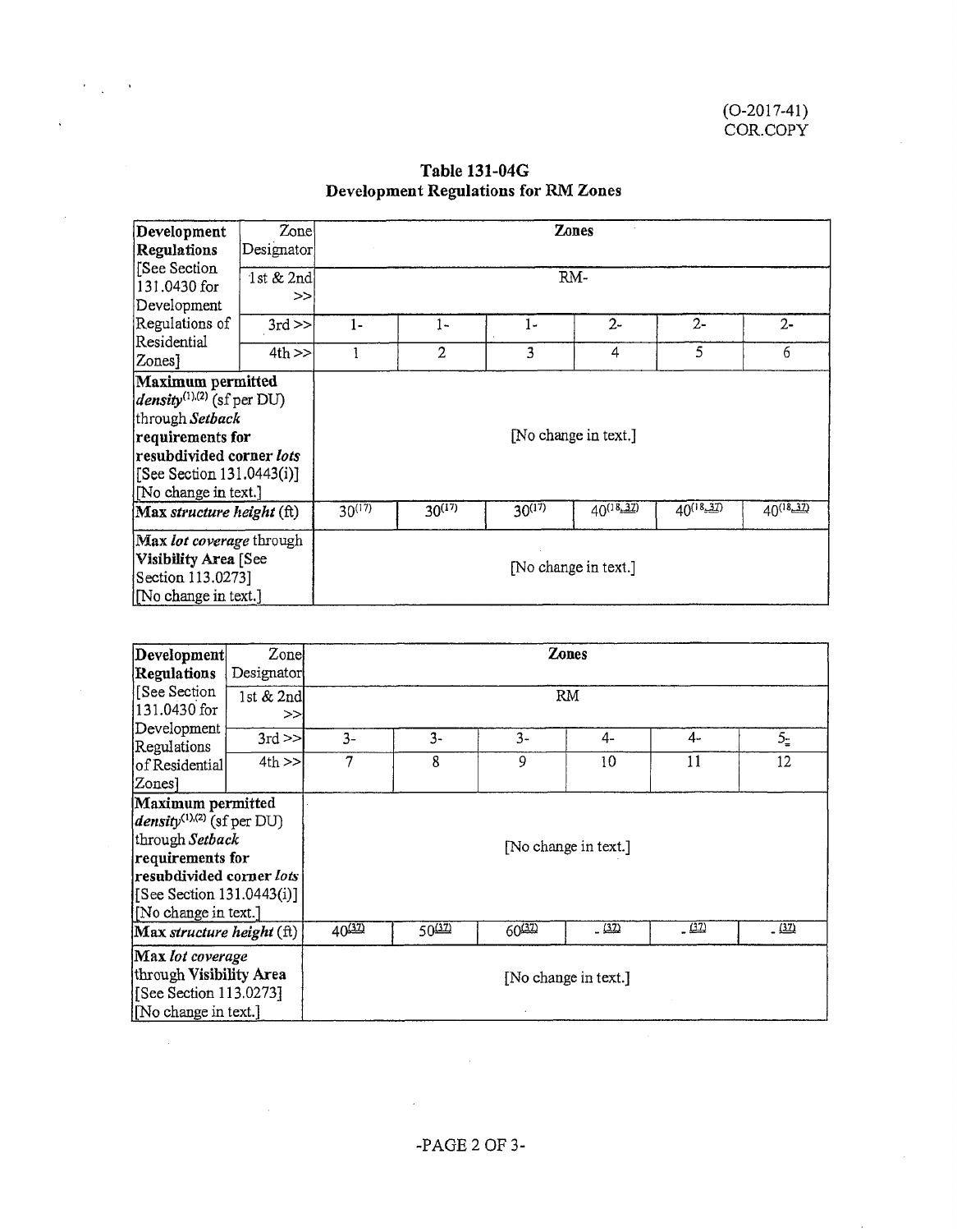(O-2017-41)
COR.COPY

**Table 131-04G**
**Development Regulations for RM Zones**

| Development Regulations [See Section 131.0430 for Development Regulations of Residential Zones] | Zone Designator | Zones | | | | | |
|---|---|---|---|---|---|---|---|
| | 1st & 2nd >> | RM- | | | | | |
| | 3rd >> | 1- | 1- | 1- | 2- | 2- | 2- |
| | 4th >> | 1 | 2 | 3 | 4 | 5 | 6 |
| **Maximum permitted** ***density***[(1),(2)] (sf per DU) through ***Setback*** **requirements for resubdivided corner** ***lots*** [See Section 131.0443(i)] [No change in text.] | | [No change in text.] | | | | | |
| **Max** ***structure height*** (ft) | | 30[(17)] | 30[(17)] | 30[(17)] | 40[(18, 37)] | 40[(18, 37)] | 40[(18, 37)] |
| **Max** ***lot coverage*** through **Visibility Area** [See Section 113.0273] [No change in text.] | | [No change in text.] | | | | | |

| Development Regulations [See Section 131.0430 for Development Regulations of Residential Zones] | Zone Designator | Zones | | | | | |
|---|---|---|---|---|---|---|---|
| | 1st & 2nd >> | RM | | | | | |
| | 3rd >> | 3- | 3- | 3- | 4- | 4- | 5- |
| | 4th >> | 7 | 8 | 9 | 10 | 11 | 12 |
| **Maximum permitted** ***density***[(1),(2)] (sf per DU) through ***Setback*** **requirements for resubdivided corner** ***lots*** [See Section 131.0443(i)] [No change in text.] | | [No change in text.] | | | | | |
| **Max** ***structure height*** (ft) | | 40[(37)] | 50[(37)] | 60[(37)] | -[(37)] | -[(37)] | -[(37)] |
| **Max** ***lot coverage*** through **Visibility Area** [See Section 113.0273] [No change in text.] | | [No change in text.] | | | | | |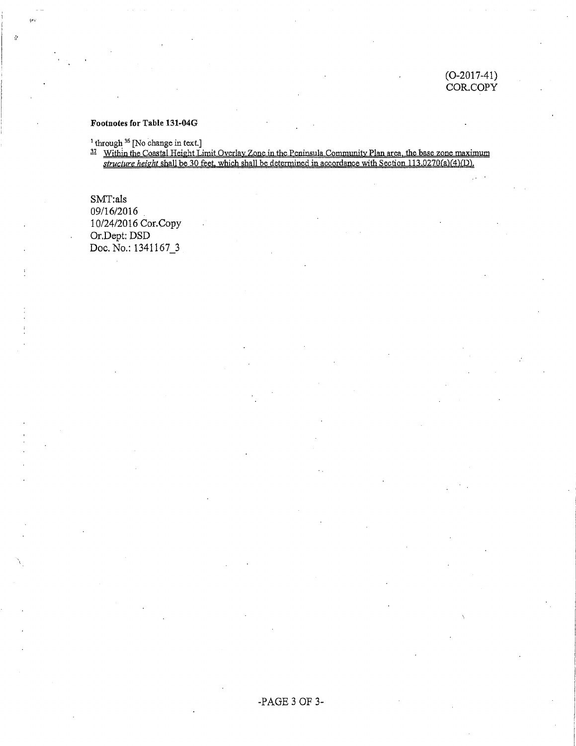(O-2017-41)
COR.COPY

**Footnotes for Table 131-04G**

[1] through [36] [No change in text.]

[37] <u>Within the Coastal Height Limit Overlay Zone in the Peninsula Community Plan area, the base zone maximum *structure height* shall be 30 feet, which shall be determined in accordance with Section 113.0270(a)(4)(D).</u>

SMT:als
09/16/2016
10/24/2016 Cor.Copy
Or.Dept: DSD
Doc. No.: 1341167_3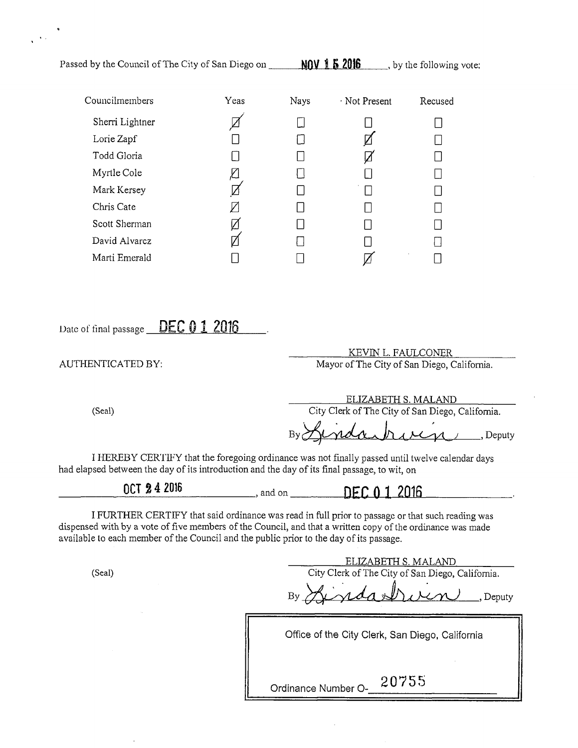Passed by the Council of The City of San Diego on **NOV 15 2016**, by the following vote:

| Councilmembers | Yeas | Nays | Not Present | Recused |
|---|---|---|---|---|
| Sherri Lightner | ☑ | ☐ | ☐ | ☐ |
| Lorie Zapf | ☐ | ☐ | ☑ | ☐ |
| Todd Gloria | ☐ | ☐ | ☑ | ☐ |
| Myrtle Cole | ☑ | ☐ | ☐ | ☐ |
| Mark Kersey | ☑ | ☐ | ☐ | ☐ |
| Chris Cate | ☑ | ☐ | ☐ | ☐ |
| Scott Sherman | ☑ | ☐ | ☐ | ☐ |
| David Alvarez | ☑ | ☐ | ☐ | ☐ |
| Marti Emerald | ☐ | ☐ | ☑ | ☐ |

Date of final passage **DEC 01 2016**.

AUTHENTICATED BY:

KEVIN L. FAULCONER
Mayor of The City of San Diego, California.

(Seal)

ELIZABETH S. MALAND
City Clerk of The City of San Diego, California.

By *Linda Irvin*, Deputy

I HEREBY CERTIFY that the foregoing ordinance was not finally passed until twelve calendar days had elapsed between the day of its introduction and the day of its final passage, to wit, on

**OCT 24 2016**, and on **DEC 01 2016**.

I FURTHER CERTIFY that said ordinance was read in full prior to passage or that such reading was dispensed with by a vote of five members of the Council, and that a written copy of the ordinance was made available to each member of the Council and the public prior to the day of its passage.

(Seal)

ELIZABETH S. MALAND
City Clerk of The City of San Diego, California.

By *Linda Irvin*, Deputy

Office of the City Clerk, San Diego, California

Ordinance Number O- 20755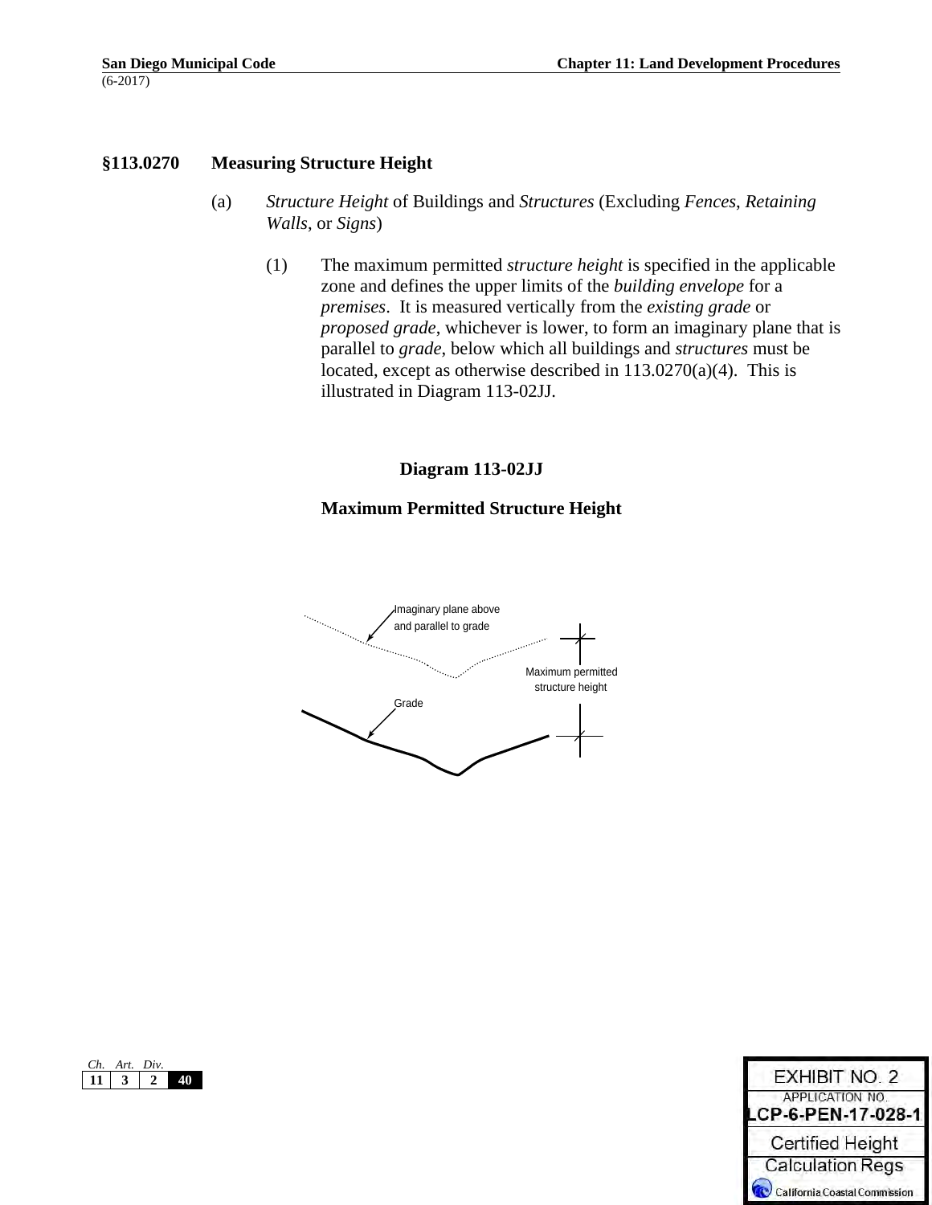## §113.0270 Measuring Structure Height

(a) *Structure Height* of Buildings and *Structures* (Excluding *Fences*, *Retaining Walls*, or *Signs*)

(1) The maximum permitted *structure height* is specified in the applicable zone and defines the upper limits of the *building envelope* for a *premises*. It is measured vertically from the *existing grade* or *proposed grade*, whichever is lower, to form an imaginary plane that is parallel to *grade*, below which all buildings and *structures* must be located, except as otherwise described in 113.0270(a)(4). This is illustrated in Diagram 113-02JJ.

**Diagram 113-02JJ**

**Maximum Permitted Structure Height**

Imaginary plane above and parallel to grade

Maximum permitted structure height

Grade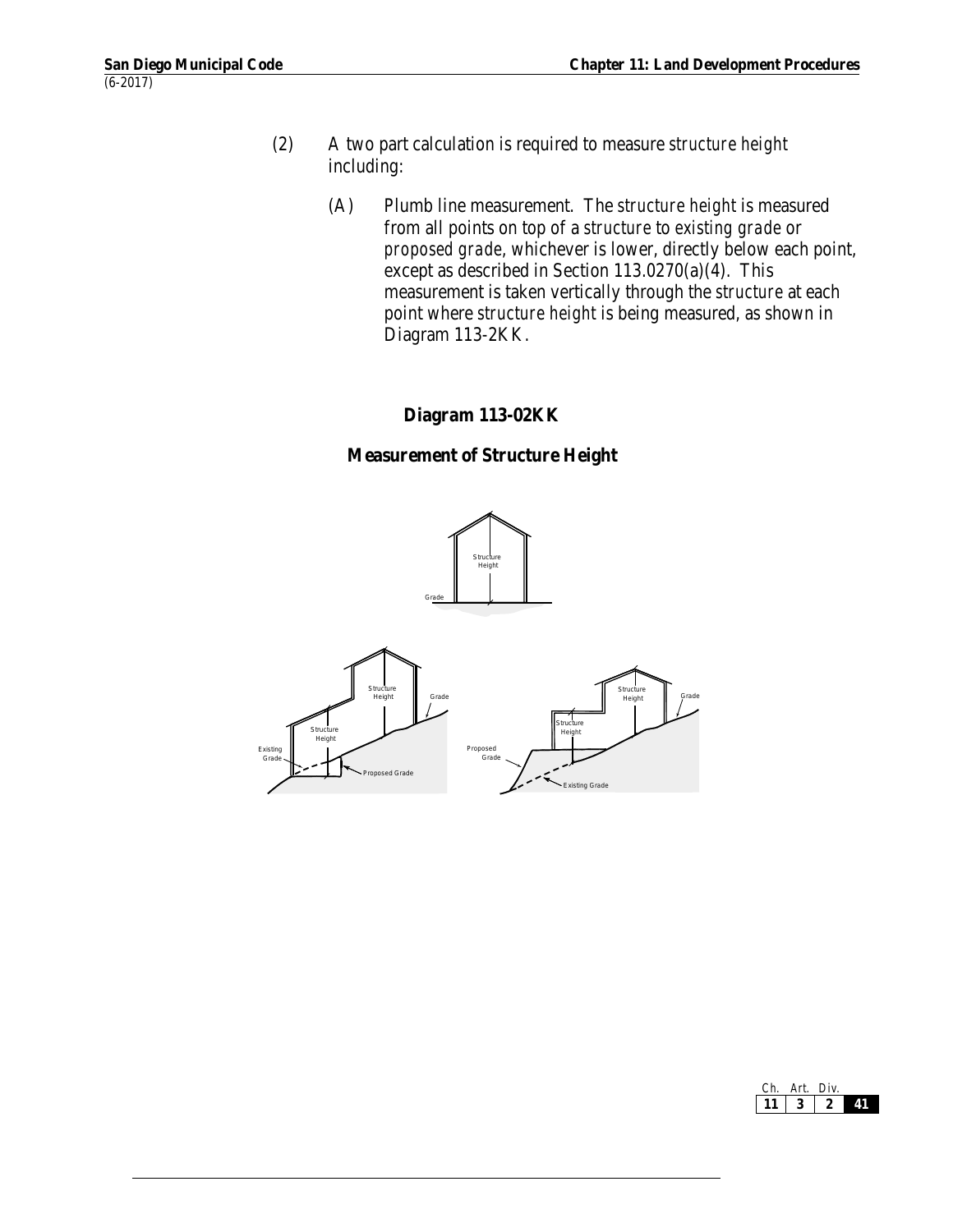(2) A two part calculation is required to measure *structure height* including:

(A) Plumb line measurement. The *structure height* is measured from all points on top of a *structure* to *existing grade* or *proposed grade*, whichever is lower, directly below each point, except as described in Section 113.0270(a)(4). This measurement is taken vertically through the *structure* at each point where *structure height* is being measured, as shown in Diagram 113-2KK.

**Diagram 113-02KK**

**Measurement of Structure Height**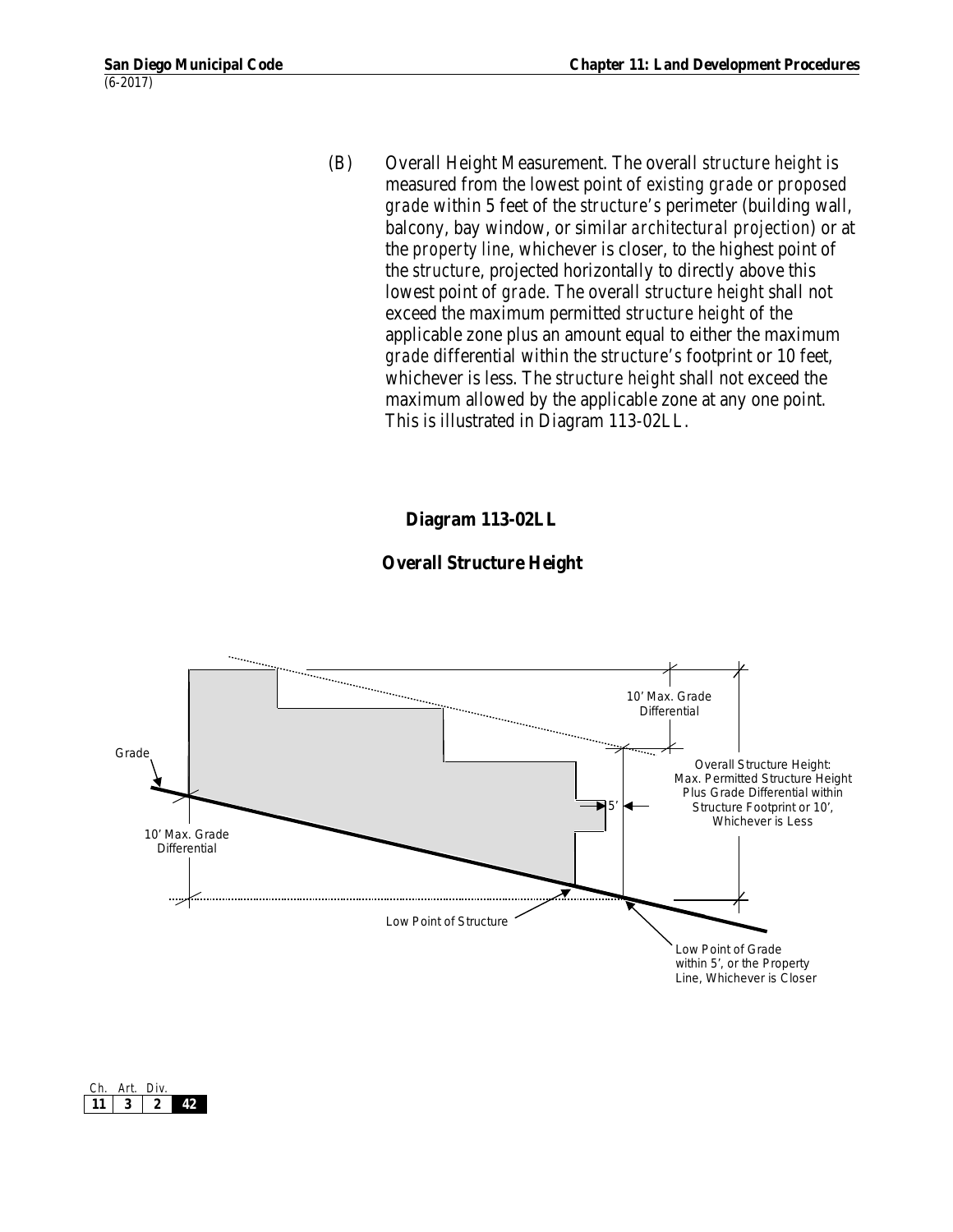(B) Overall Height Measurement. The overall *structure height* is measured from the lowest point of *existing grade* or *proposed grade* within 5 feet of the *structure's* perimeter (building wall, balcony, bay window, or similar *architectural projection*) or at the *property line*, whichever is closer, to the highest point of the *structure*, projected horizontally to directly above this lowest point of *grade*. The overall *structure height* shall not exceed the maximum permitted *structure height* of the applicable zone plus an amount equal to either the maximum *grade* differential within the *structure's* footprint or 10 feet, whichever is less. The *structure height* shall not exceed the maximum allowed by the applicable zone at any one point. This is illustrated in Diagram 113-02LL.

**Diagram 113-02LL**

**Overall Structure Height**

Grade

10' Max. Grade Differential

10' Max. Grade Differential

5'

Overall Structure Height: Max. Permitted Structure Height Plus Grade Differential within Structure Footprint or 10', Whichever is Less

Low Point of Structure

Low Point of Grade within 5', or the Property Line, Whichever is Closer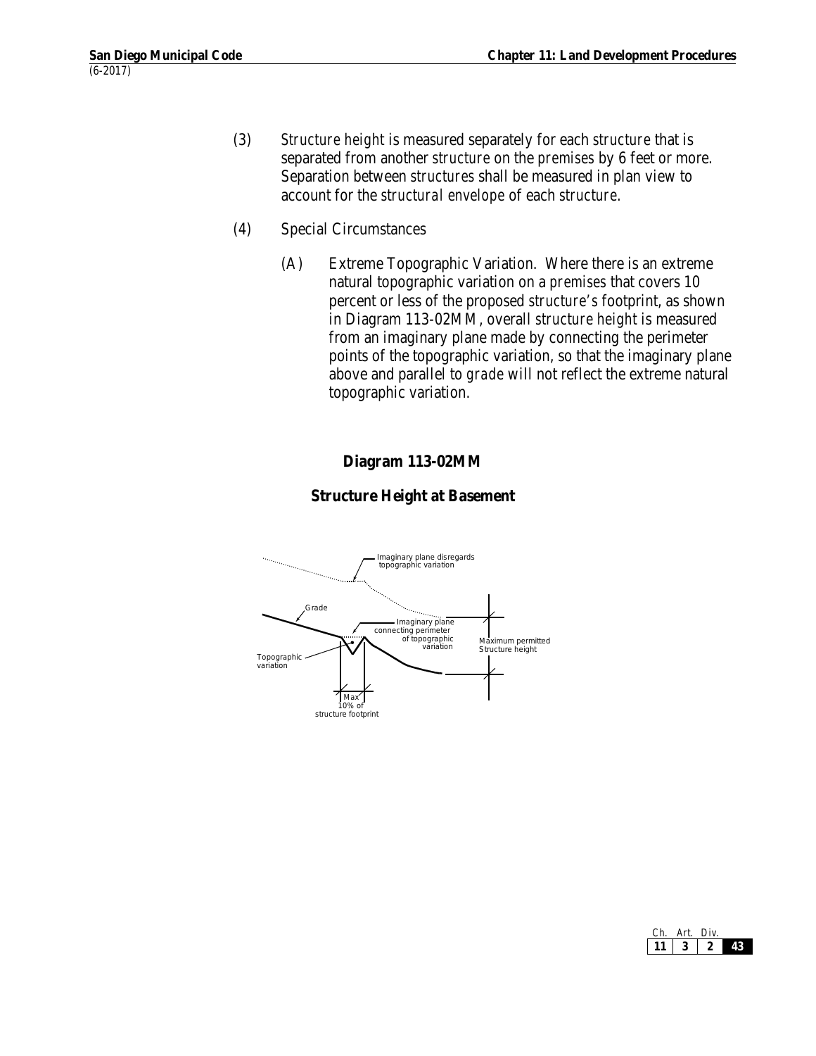(3) *Structure height* is measured separately for each *structure* that is separated from another *structure* on the *premises* by 6 feet or more. Separation between *structures* shall be measured in plan view to account for the *structural envelope* of each *structure*.

(4) Special Circumstances

(A) Extreme Topographic Variation. Where there is an extreme natural topographic variation on a *premises* that covers 10 percent or less of the proposed *structure's* footprint, as shown in Diagram 113-02MM, overall *structure height* is measured from an imaginary plane made by connecting the perimeter points of the topographic variation, so that the imaginary plane above and parallel to *grade* will not reflect the extreme natural topographic variation.

**Diagram 113-02MM**

**Structure Height at Basement**

Imaginary plane disregards topographic variation

Grade

Imaginary plane connecting perimeter of topographic variation

Maximum permitted Structure height

Topographic variation

Max 10% of structure footprint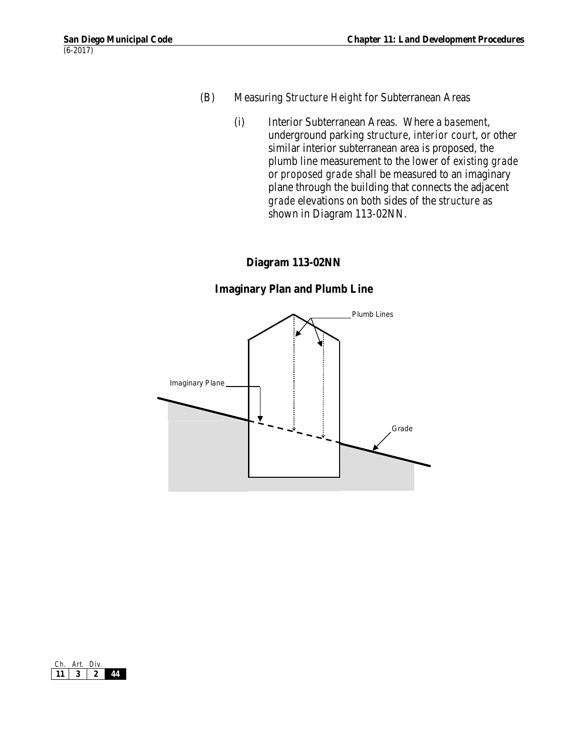(B) Measuring *Structure Height* for Subterranean Areas

(i) Interior Subterranean Areas. Where a *basement*, underground parking *structure*, *interior court*, or other similar interior subterranean area is proposed, the plumb line measurement to the lower of *existing grade* or *proposed grade* shall be measured to an imaginary plane through the building that connects the adjacent *grade* elevations on both sides of the *structure* as shown in Diagram 113-02NN.

**Diagram 113-02NN**

**Imaginary Plan and Plumb Line**

Plumb Lines

Imaginary Plane

Grade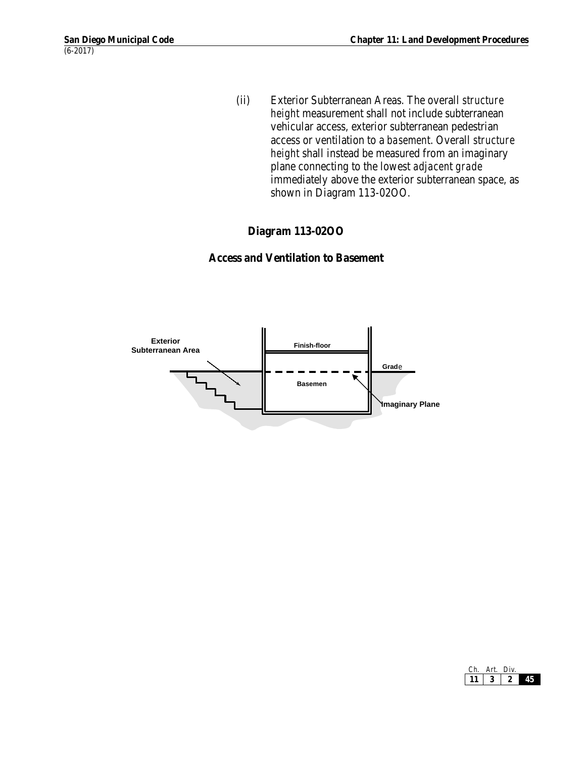(ii) Exterior Subterranean Areas. The overall *structure height* measurement shall not include subterranean vehicular access, exterior subterranean pedestrian access or ventilation to a *basement*. Overall *structure height* shall instead be measured from an imaginary plane connecting to the lowest *adjacent grade* immediately above the exterior subterranean space, as shown in Diagram 113-02OO.

**Diagram 113-02OO**

**Access and Ventilation to Basement**

Exterior Subterranean Area

Finish-floor

Grade

Basemen

Imaginary Plane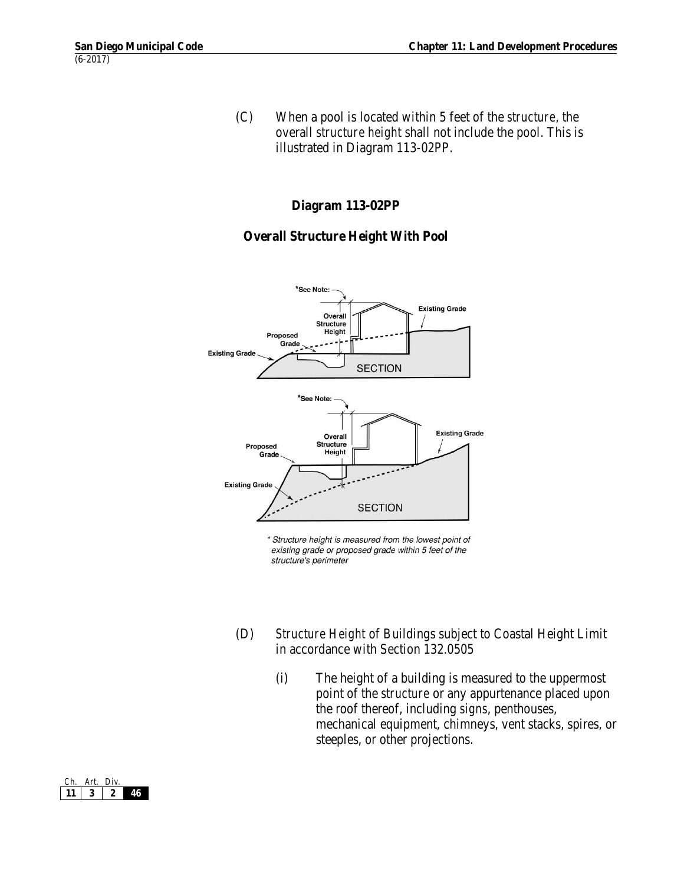(C) When a pool is located within 5 feet of the *structure*, the overall *structure height* shall not include the pool. This is illustrated in Diagram 113-02PP.

**Diagram 113-02PP**

**Overall Structure Height With Pool**

*See Note:

Overall Structure Height

Proposed Grade

Existing Grade

Existing Grade

SECTION

*See Note:

Overall Structure Height

Proposed Grade

Existing Grade

Existing Grade

SECTION

*\* Structure height is measured from the lowest point of existing grade or proposed grade within 5 feet of the structure's perimeter*

(D) *Structure Height* of Buildings subject to Coastal Height Limit in accordance with Section 132.0505

(i) The height of a building is measured to the uppermost point of the *structure* or any appurtenance placed upon the roof thereof, including *signs*, penthouses, mechanical equipment, chimneys, vent stacks, spires, or steeples, or other projections.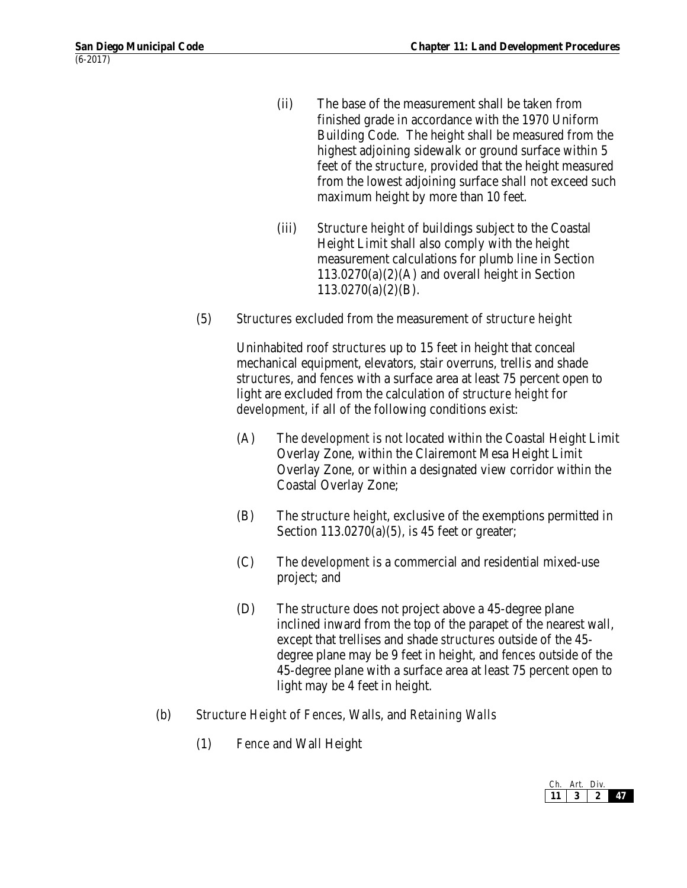(ii) The base of the measurement shall be taken from finished grade in accordance with the 1970 Uniform Building Code. The height shall be measured from the highest adjoining sidewalk or ground surface within 5 feet of the *structure*, provided that the height measured from the lowest adjoining surface shall not exceed such maximum height by more than 10 feet.

(iii) *Structure height* of buildings subject to the Coastal Height Limit shall also comply with the height measurement calculations for plumb line in Section 113.0270(a)(2)(A) and overall height in Section 113.0270(a)(2)(B).

(5) *Structures* excluded from the measurement of *structure height*

Uninhabited roof *structures* up to 15 feet in height that conceal mechanical equipment, elevators, stair overruns, trellis and shade *structures*, and *fences* with a surface area at least 75 percent open to light are excluded from the calculation of *structure height* for *development*, if all of the following conditions exist:

(A) The *development* is not located within the Coastal Height Limit Overlay Zone, within the Clairemont Mesa Height Limit Overlay Zone, or within a designated view corridor within the Coastal Overlay Zone;

(B) The *structure height*, exclusive of the exemptions permitted in Section 113.0270(a)(5), is 45 feet or greater;

(C) The *development* is a commercial and residential mixed-use project; and

(D) The *structure* does not project above a 45-degree plane inclined inward from the top of the parapet of the nearest wall, except that trellises and shade *structures* outside of the 45-degree plane may be 9 feet in height, and *fences* outside of the 45-degree plane with a surface area at least 75 percent open to light may be 4 feet in height.

(b) *Structure Height* of *Fences*, Walls, and *Retaining Walls*

(1) *Fence* and Wall Height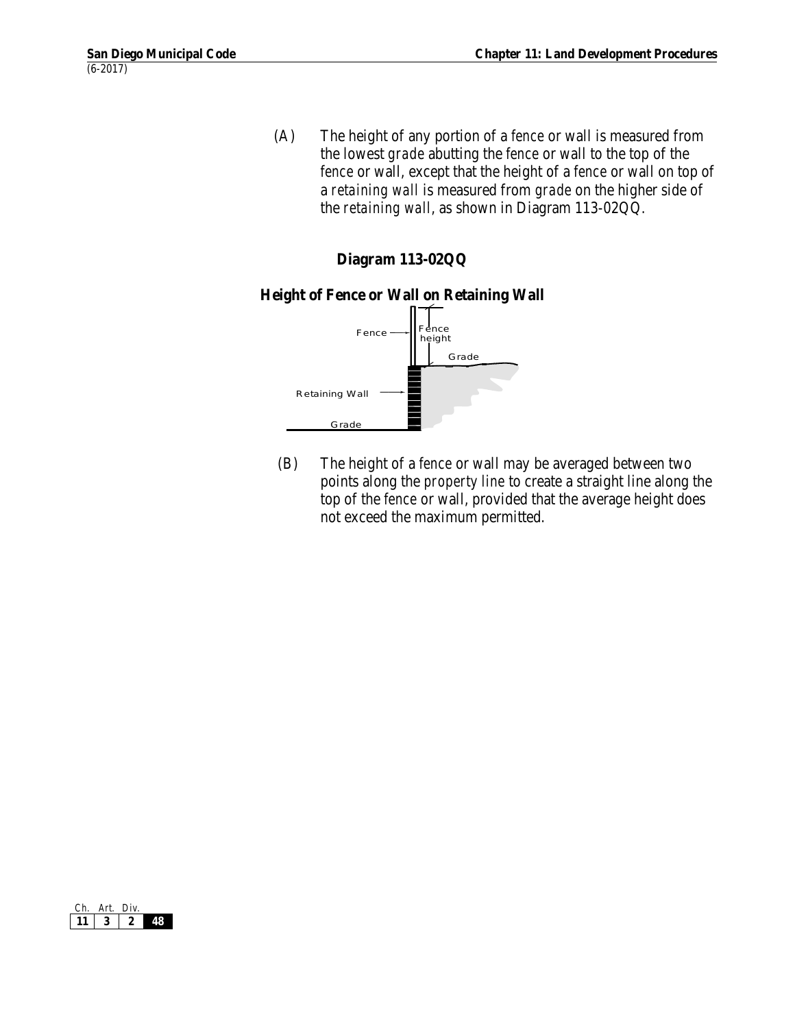(A) The height of any portion of a *fence* or wall is measured from the lowest *grade* abutting the *fence* or wall to the top of the *fence* or wall, except that the height of a *fence* or wall on top of a *retaining wall* is measured from *grade* on the higher side of the *retaining wall*, as shown in Diagram 113-02QQ.

**Diagram 113-02QQ**

**Height of Fence or Wall on Retaining Wall**

Fence

Fence height

Grade

Retaining Wall

Grade

(B) The height of a *fence* or wall may be averaged between two points along the *property line* to create a straight line along the top of the *fence* or wall, provided that the average height does not exceed the maximum permitted.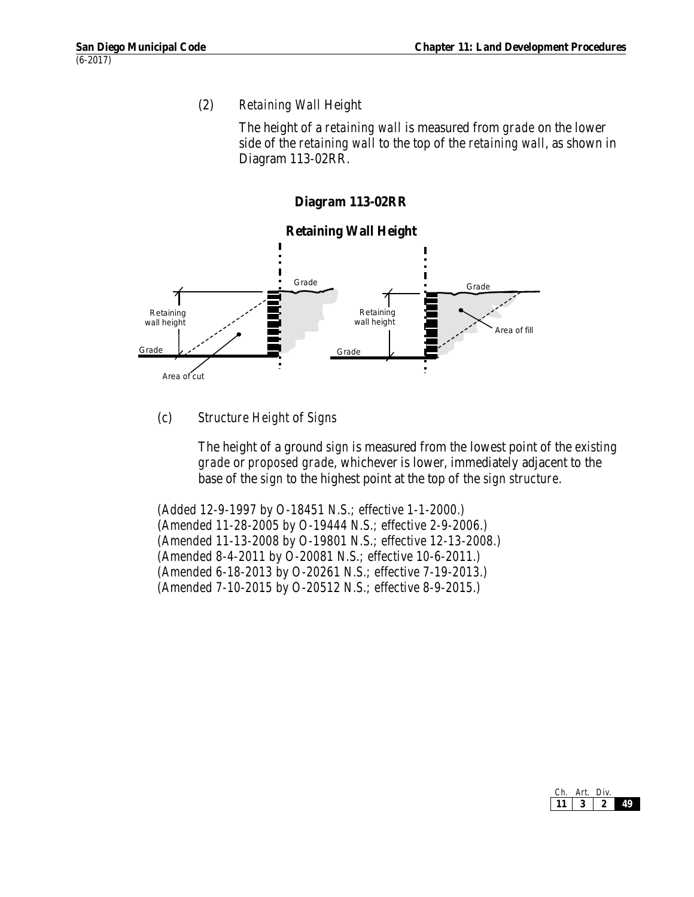(2) *Retaining Wall Height*

The height of a *retaining wall* is measured from *grade* on the lower side of the *retaining wall* to the top of the *retaining wall*, as shown in Diagram 113-02RR.

**Diagram 113-02RR**

**Retaining Wall Height**

Grade
Retaining wall height
Grade
Area of cut
Grade
Retaining wall height
Grade
Area of fill

(c) *Structure Height of Signs*

The height of a ground *sign* is measured from the lowest point of the *existing grade* or *proposed grade*, whichever is lower, immediately adjacent to the base of the *sign* to the highest point at the top of the *sign structure*.

*(Added 12-9-1997 by O-18451 N.S.; effective 1-1-2000.)*
*(Amended 11-28-2005 by O-19444 N.S.; effective 2-9-2006.)*
*(Amended 11-13-2008 by O-19801 N.S.; effective 12-13-2008.)*
*(Amended 8-4-2011 by O-20081 N.S.; effective 10-6-2011.)*
*(Amended 6-18-2013 by O-20261 N.S.; effective 7-19-2013.)*
*(Amended 7-10-2015 by O-20512 N.S.; effective 8-9-2015.)*